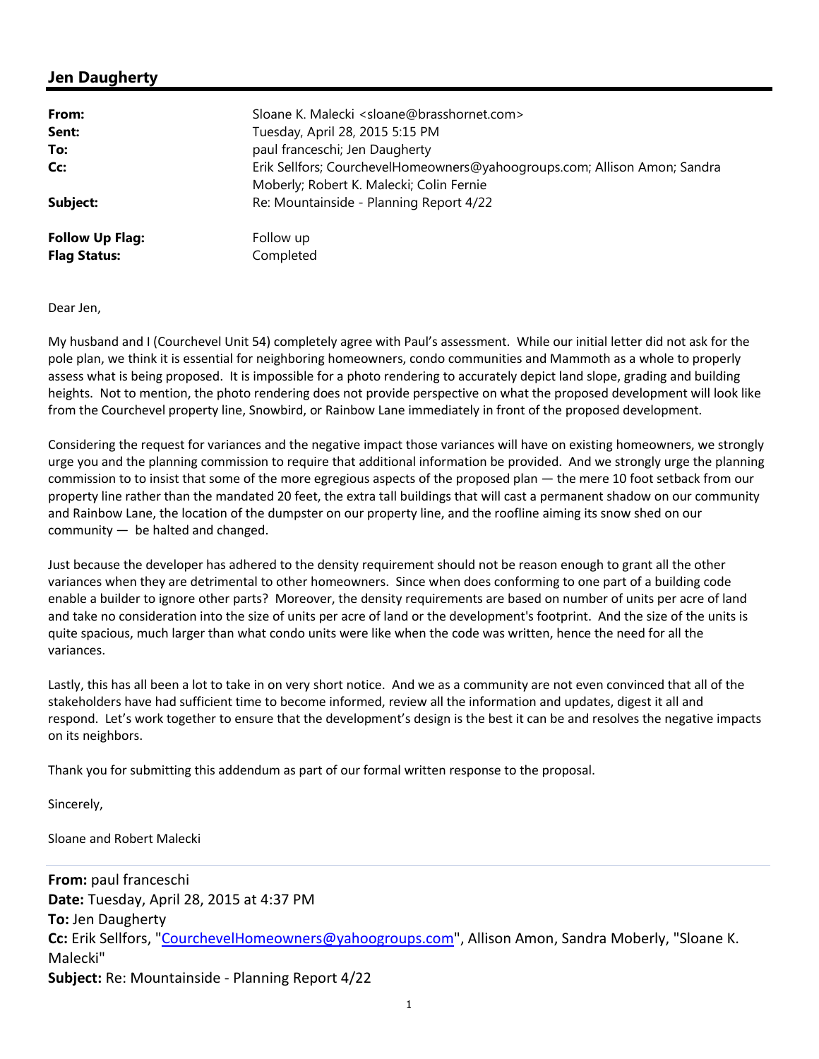## Jen Daugherty

| | |
|---|---|
| **From:** | Sloane K. Malecki <sloane@brasshornet.com> |
| **Sent:** | Tuesday, April 28, 2015 5:15 PM |
| **To:** | paul franceschi; Jen Daugherty |
| **Cc:** | Erik Sellfors; CourchevelHomeowners@yahoogroups.com; Allison Amon; Sandra Moberly; Robert K. Malecki; Colin Fernie |
| **Subject:** | Re: Mountainside - Planning Report 4/22 |
| **Follow Up Flag:** | Follow up |
| **Flag Status:** | Completed |

Dear Jen,

My husband and I (Courchevel Unit 54) completely agree with Paul's assessment. While our initial letter did not ask for the pole plan, we think it is essential for neighboring homeowners, condo communities and Mammoth as a whole to properly assess what is being proposed. It is impossible for a photo rendering to accurately depict land slope, grading and building heights. Not to mention, the photo rendering does not provide perspective on what the proposed development will look like from the Courchevel property line, Snowbird, or Rainbow Lane immediately in front of the proposed development.

Considering the request for variances and the negative impact those variances will have on existing homeowners, we strongly urge you and the planning commission to require that additional information be provided. And we strongly urge the planning commission to to insist that some of the more egregious aspects of the proposed plan — the mere 10 foot setback from our property line rather than the mandated 20 feet, the extra tall buildings that will cast a permanent shadow on our community and Rainbow Lane, the location of the dumpster on our property line, and the roofline aiming its snow shed on our community — be halted and changed.

Just because the developer has adhered to the density requirement should not be reason enough to grant all the other variances when they are detrimental to other homeowners. Since when does conforming to one part of a building code enable a builder to ignore other parts? Moreover, the density requirements are based on number of units per acre of land and take no consideration into the size of units per acre of land or the development's footprint. And the size of the units is quite spacious, much larger than what condo units were like when the code was written, hence the need for all the variances.

Lastly, this has all been a lot to take in on very short notice. And we as a community are not even convinced that all of the stakeholders have had sufficient time to become informed, review all the information and updates, digest it all and respond. Let's work together to ensure that the development's design is the best it can be and resolves the negative impacts on its neighbors.

Thank you for submitting this addendum as part of our formal written response to the proposal.

Sincerely,

Sloane and Robert Malecki

---

**From:** paul franceschi
**Date:** Tuesday, April 28, 2015 at 4:37 PM
**To:** Jen Daugherty
**Cc:** Erik Sellfors, "CourchevelHomeowners@yahoogroups.com", Allison Amon, Sandra Moberly, "Sloane K. Malecki"
**Subject:** Re: Mountainside - Planning Report 4/22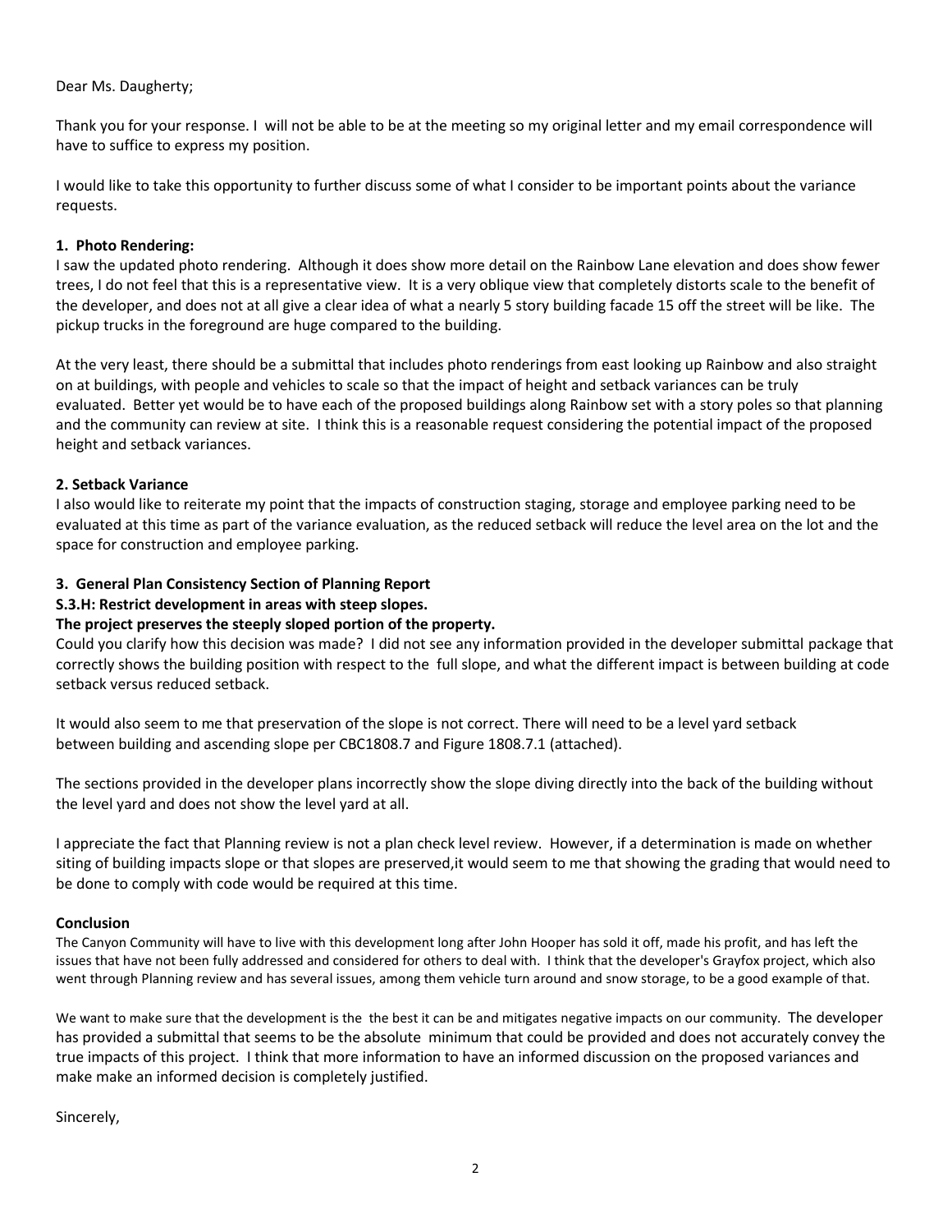Dear Ms. Daugherty;

Thank you for your response. I will not be able to be at the meeting so my original letter and my email correspondence will have to suffice to express my position.

I would like to take this opportunity to further discuss some of what I consider to be important points about the variance requests.

**1. Photo Rendering:**

I saw the updated photo rendering. Although it does show more detail on the Rainbow Lane elevation and does show fewer trees, I do not feel that this is a representative view. It is a very oblique view that completely distorts scale to the benefit of the developer, and does not at all give a clear idea of what a nearly 5 story building facade 15 off the street will be like. The pickup trucks in the foreground are huge compared to the building.

At the very least, there should be a submittal that includes photo renderings from east looking up Rainbow and also straight on at buildings, with people and vehicles to scale so that the impact of height and setback variances can be truly evaluated. Better yet would be to have each of the proposed buildings along Rainbow set with a story poles so that planning and the community can review at site. I think this is a reasonable request considering the potential impact of the proposed height and setback variances.

**2. Setback Variance**

I also would like to reiterate my point that the impacts of construction staging, storage and employee parking need to be evaluated at this time as part of the variance evaluation, as the reduced setback will reduce the level area on the lot and the space for construction and employee parking.

**3. General Plan Consistency Section of Planning Report**

**S.3.H: Restrict development in areas with steep slopes.**

**The project preserves the steeply sloped portion of the property.**

Could you clarify how this decision was made? I did not see any information provided in the developer submittal package that correctly shows the building position with respect to the full slope, and what the different impact is between building at code setback versus reduced setback.

It would also seem to me that preservation of the slope is not correct. There will need to be a level yard setback between building and ascending slope per CBC1808.7 and Figure 1808.7.1 (attached).

The sections provided in the developer plans incorrectly show the slope diving directly into the back of the building without the level yard and does not show the level yard at all.

I appreciate the fact that Planning review is not a plan check level review. However, if a determination is made on whether siting of building impacts slope or that slopes are preserved,it would seem to me that showing the grading that would need to be done to comply with code would be required at this time.

**Conclusion**

The Canyon Community will have to live with this development long after John Hooper has sold it off, made his profit, and has left the issues that have not been fully addressed and considered for others to deal with. I think that the developer's Grayfox project, which also went through Planning review and has several issues, among them vehicle turn around and snow storage, to be a good example of that.

We want to make sure that the development is the the best it can be and mitigates negative impacts on our community. The developer has provided a submittal that seems to be the absolute minimum that could be provided and does not accurately convey the true impacts of this project. I think that more information to have an informed discussion on the proposed variances and make make an informed decision is completely justified.

Sincerely,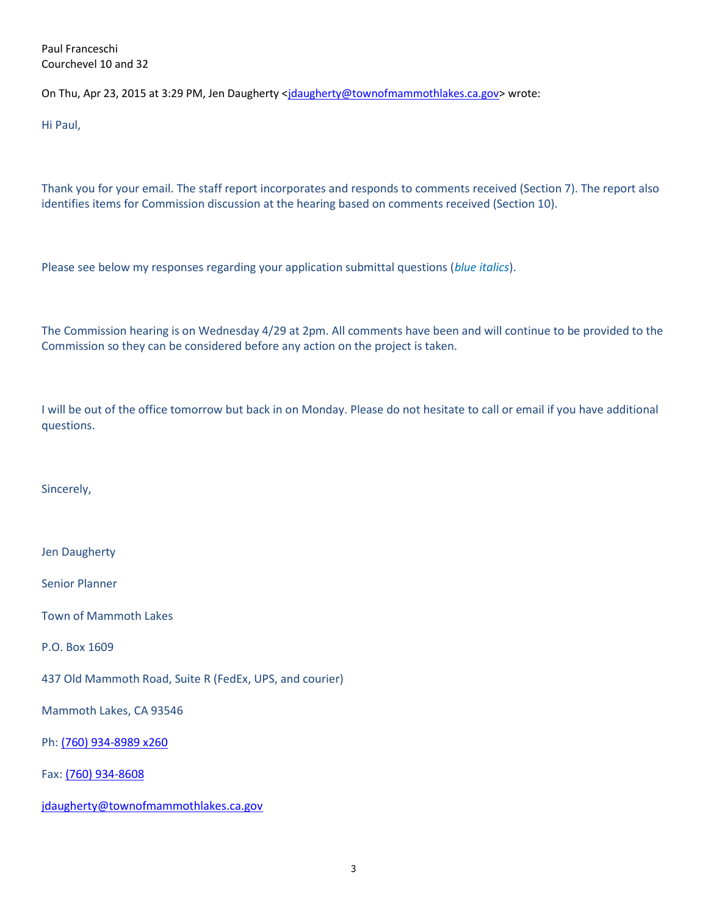Paul Franceschi
Courchevel 10 and 32

On Thu, Apr 23, 2015 at 3:29 PM, Jen Daugherty <jdaugherty@townofmammothlakes.ca.gov> wrote:

Hi Paul,

Thank you for your email. The staff report incorporates and responds to comments received (Section 7). The report also identifies items for Commission discussion at the hearing based on comments received (Section 10).

Please see below my responses regarding your application submittal questions (*blue italics*).

The Commission hearing is on Wednesday 4/29 at 2pm. All comments have been and will continue to be provided to the Commission so they can be considered before any action on the project is taken.

I will be out of the office tomorrow but back in on Monday. Please do not hesitate to call or email if you have additional questions.

Sincerely,

Jen Daugherty

Senior Planner

Town of Mammoth Lakes

P.O. Box 1609

437 Old Mammoth Road, Suite R (FedEx, UPS, and courier)

Mammoth Lakes, CA 93546

Ph: (760) 934-8989 x260

Fax: (760) 934-8608

jdaugherty@townofmammothlakes.ca.gov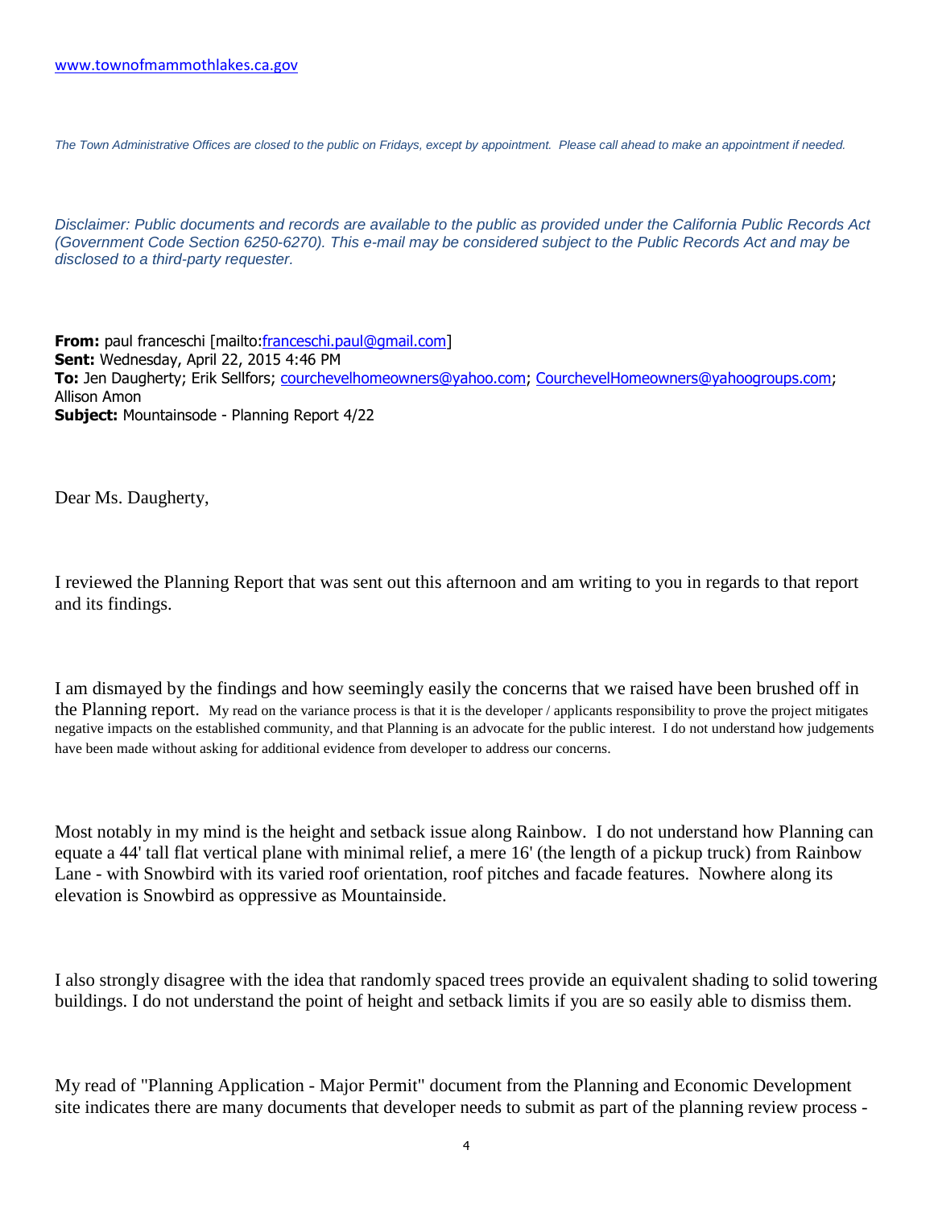www.townofmammothlakes.ca.gov

*The Town Administrative Offices are closed to the public on Fridays, except by appointment. Please call ahead to make an appointment if needed.*

*Disclaimer: Public documents and records are available to the public as provided under the California Public Records Act (Government Code Section 6250-6270). This e-mail may be considered subject to the Public Records Act and may be disclosed to a third-party requester.*

**From:** paul franceschi [mailto:franceschi.paul@gmail.com]
**Sent:** Wednesday, April 22, 2015 4:46 PM
**To:** Jen Daugherty; Erik Sellfors; courchevelhomeowners@yahoo.com; CourchevelHomeowners@yahoogroups.com; Allison Amon
**Subject:** Mountainsode - Planning Report 4/22

Dear Ms. Daugherty,

I reviewed the Planning Report that was sent out this afternoon and am writing to you in regards to that report and its findings.

I am dismayed by the findings and how seemingly easily the concerns that we raised have been brushed off in the Planning report. My read on the variance process is that it is the developer / applicants responsibility to prove the project mitigates negative impacts on the established community, and that Planning is an advocate for the public interest. I do not understand how judgements have been made without asking for additional evidence from developer to address our concerns.

Most notably in my mind is the height and setback issue along Rainbow. I do not understand how Planning can equate a 44' tall flat vertical plane with minimal relief, a mere 16' (the length of a pickup truck) from Rainbow Lane - with Snowbird with its varied roof orientation, roof pitches and facade features. Nowhere along its elevation is Snowbird as oppressive as Mountainside.

I also strongly disagree with the idea that randomly spaced trees provide an equivalent shading to solid towering buildings. I do not understand the point of height and setback limits if you are so easily able to dismiss them.

My read of "Planning Application - Major Permit" document from the Planning and Economic Development site indicates there are many documents that developer needs to submit as part of the planning review process -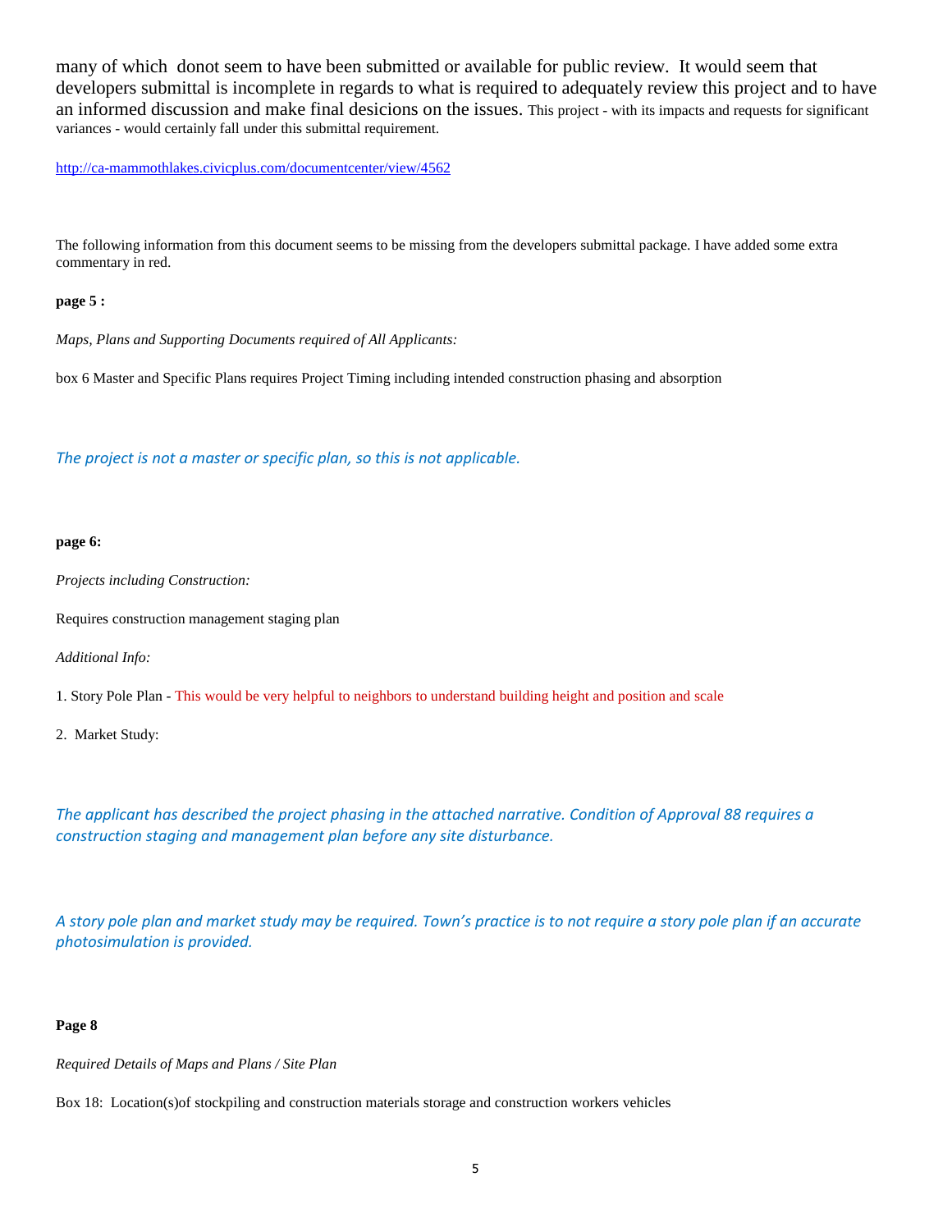many of which donot seem to have been submitted or available for public review. It would seem that developers submittal is incomplete in regards to what is required to adequately review this project and to have an informed discussion and make final desicions on the issues. This project - with its impacts and requests for significant variances - would certainly fall under this submittal requirement.

http://ca-mammothlakes.civicplus.com/documentcenter/view/4562

The following information from this document seems to be missing from the developers submittal package. I have added some extra commentary in red.

**page 5 :**

*Maps, Plans and Supporting Documents required of All Applicants:*

box 6 Master and Specific Plans requires Project Timing including intended construction phasing and absorption

*The project is not a master or specific plan, so this is not applicable.*

**page 6:**

*Projects including Construction:*

Requires construction management staging plan

*Additional Info:*

1. Story Pole Plan - This would be very helpful to neighbors to understand building height and position and scale

2. Market Study:

*The applicant has described the project phasing in the attached narrative. Condition of Approval 88 requires a construction staging and management plan before any site disturbance.*

*A story pole plan and market study may be required. Town's practice is to not require a story pole plan if an accurate photosimulation is provided.*

**Page 8**

*Required Details of Maps and Plans / Site Plan*

Box 18: Location(s)of stockpiling and construction materials storage and construction workers vehicles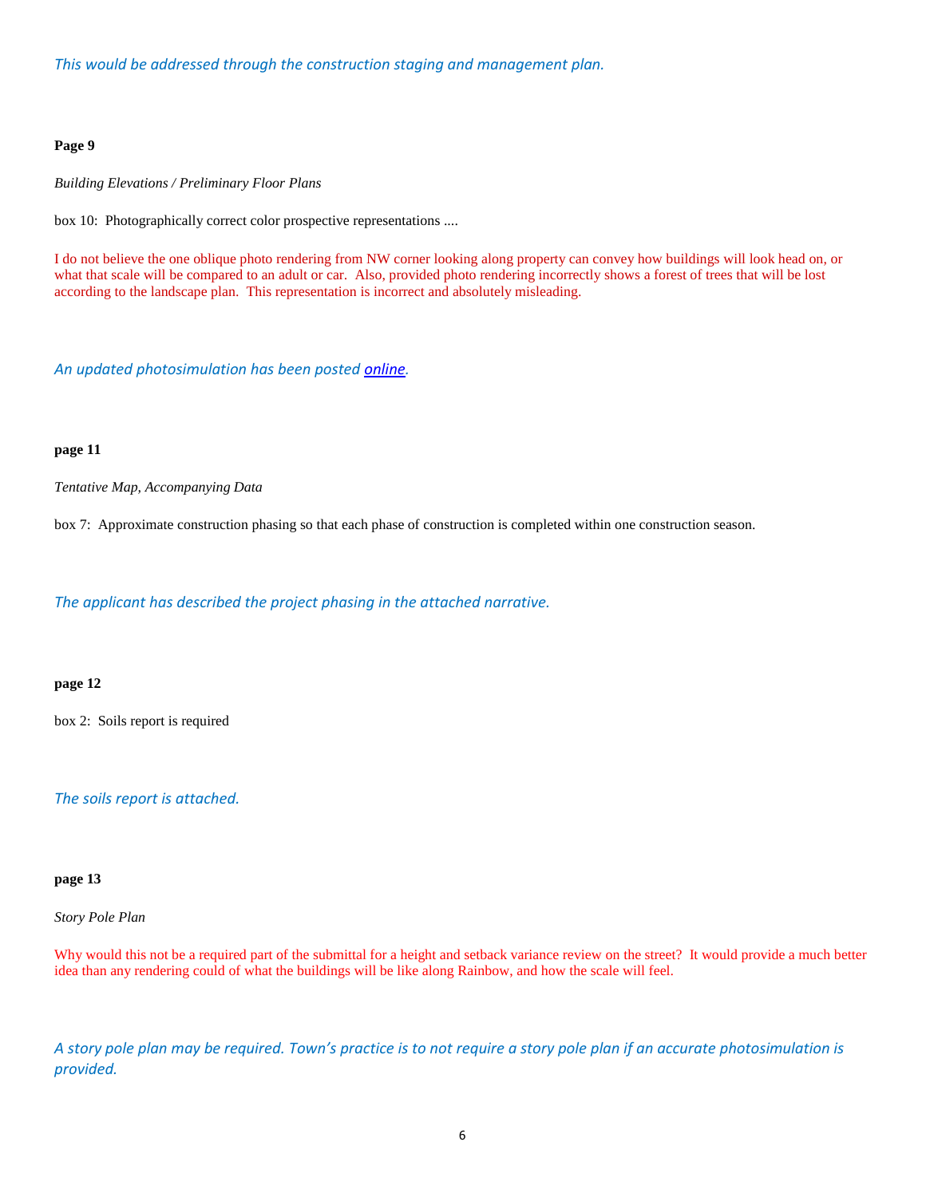*This would be addressed through the construction staging and management plan.*

**Page 9**

*Building Elevations / Preliminary Floor Plans*

box 10: Photographically correct color prospective representations ....

I do not believe the one oblique photo rendering from NW corner looking along property can convey how buildings will look head on, or what that scale will be compared to an adult or car. Also, provided photo rendering incorrectly shows a forest of trees that will be lost according to the landscape plan. This representation is incorrect and absolutely misleading.

*An updated photosimulation has been posted online.*

**page 11**

*Tentative Map, Accompanying Data*

box 7: Approximate construction phasing so that each phase of construction is completed within one construction season.

*The applicant has described the project phasing in the attached narrative.*

**page 12**

box 2: Soils report is required

*The soils report is attached.*

**page 13**

*Story Pole Plan*

Why would this not be a required part of the submittal for a height and setback variance review on the street? It would provide a much better idea than any rendering could of what the buildings will be like along Rainbow, and how the scale will feel.

*A story pole plan may be required. Town's practice is to not require a story pole plan if an accurate photosimulation is provided.*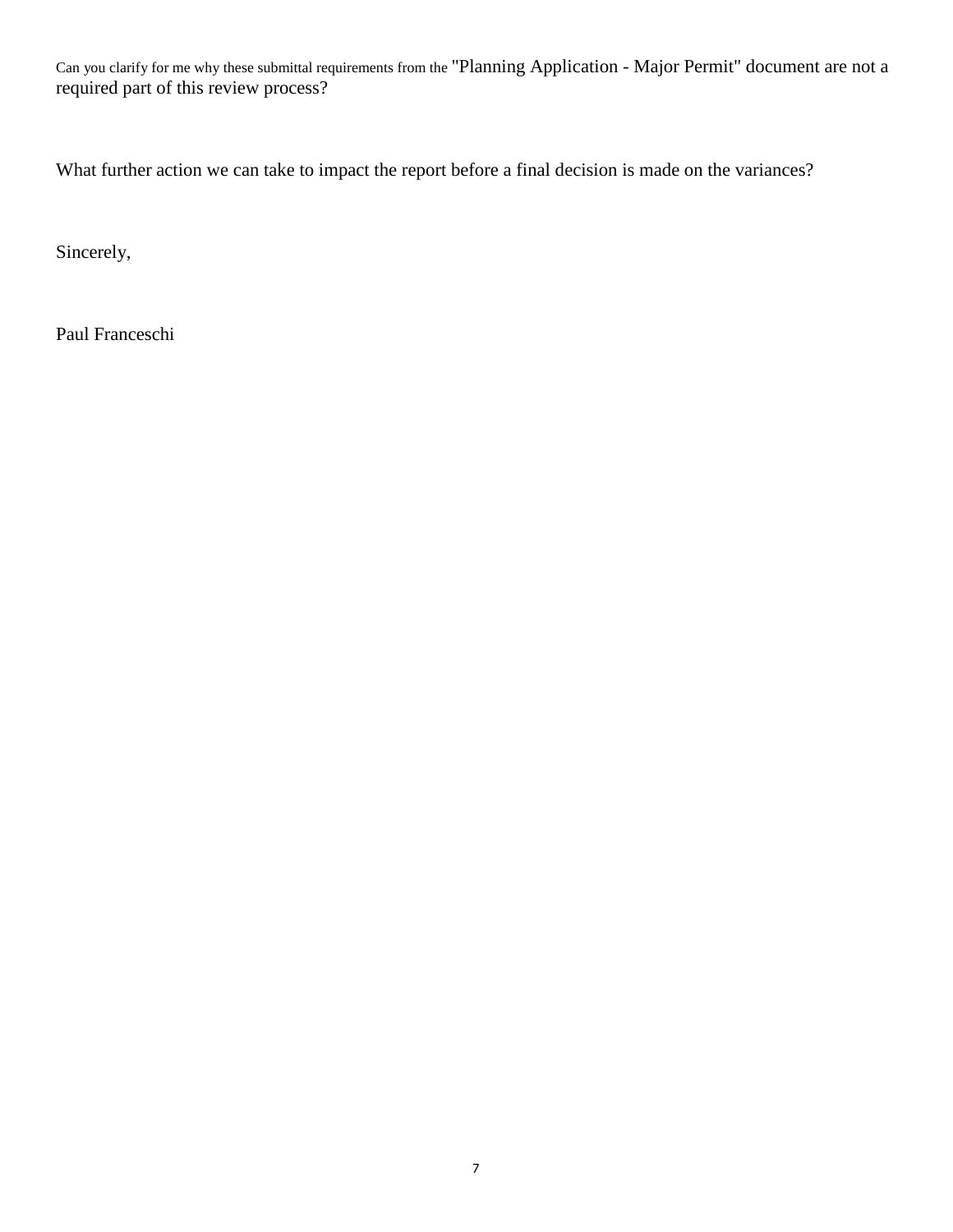Can you clarify for me why these submittal requirements from the "Planning Application - Major Permit" document are not a required part of this review process?

What further action we can take to impact the report before a final decision is made on the variances?

Sincerely,

Paul Franceschi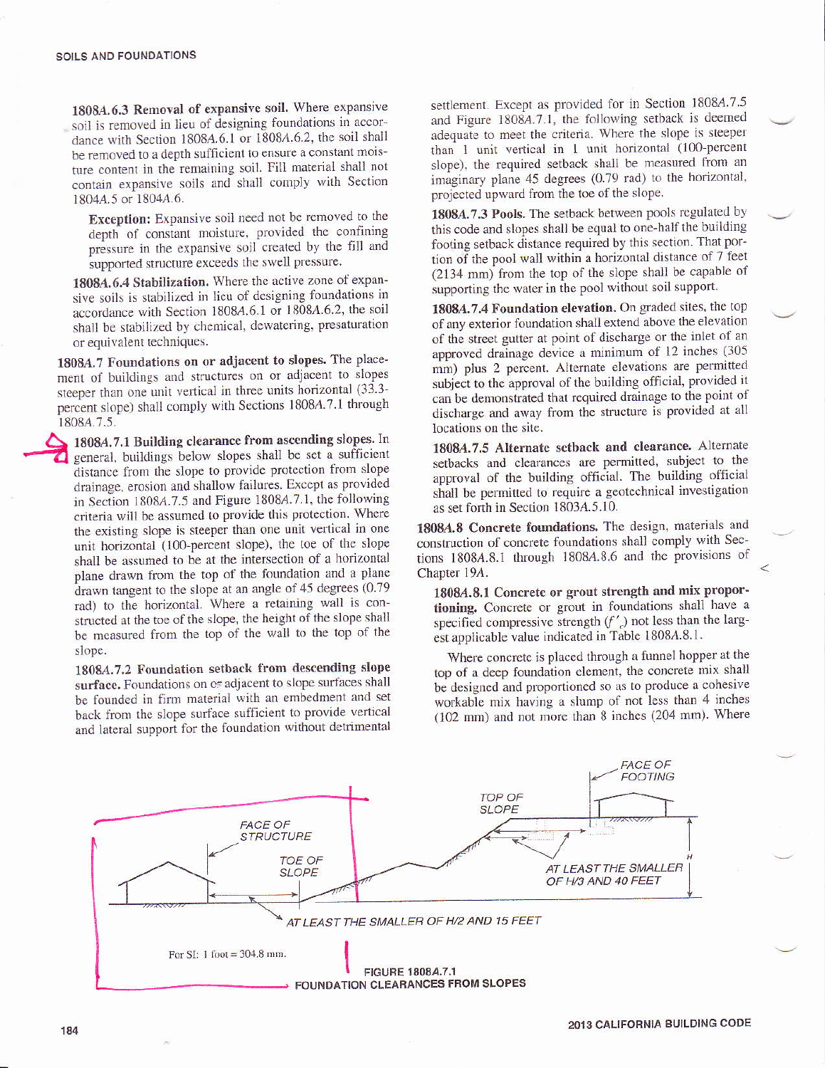**1808A.6.3 Removal of expansive soil.** Where expansive soil is removed in lieu of designing foundations in accordance with Section 1808A.6.1 or 1808A.6.2, the soil shall be removed to a depth sufficient to ensure a constant moisture content in the remaining soil. Fill material shall not contain expansive soils and shall comply with Section 1804A.5 or 1804A.6.

**Exception:** Expansive soil need not be removed to the depth of constant moisture, provided the confining pressure in the expansive soil created by the fill and supported structure exceeds the swell pressure.

**1808A.6.4 Stabilization.** Where the active zone of expansive soils is stabilized in lieu of designing foundations in accordance with Section 1808A.6.1 or 1808A.6.2, the soil shall be stabilized by chemical, dewatering, presaturation or equivalent techniques.

**1808A.7 Foundations on or adjacent to slopes.** The placement of buildings and structures on or adjacent to slopes steeper than one unit vertical in three units horizontal (33.3-percent slope) shall comply with Sections 1808A.7.1 through 1808A.7.5.

**1808A.7.1 Building clearance from ascending slopes.** In general, buildings below slopes shall be set a sufficient distance from the slope to provide protection from slope drainage, erosion and shallow failures. Except as provided in Section 1808A.7.5 and Figure 1808A.7.1, the following criteria will be assumed to provide this protection. Where the existing slope is steeper than one unit vertical in one unit horizontal (100-percent slope), the toe of the slope shall be assumed to be at the intersection of a horizontal plane drawn from the top of the foundation and a plane drawn tangent to the slope at an angle of 45 degrees (0.79 rad) to the horizontal. Where a retaining wall is constructed at the toe of the slope, the height of the slope shall be measured from the top of the wall to the top of the slope.

**1808A.7.2 Foundation setback from descending slope surface.** Foundations on or adjacent to slope surfaces shall be founded in firm material with an embedment and set back from the slope surface sufficient to provide vertical and lateral support for the foundation without detrimental settlement. Except as provided for in Section 1808A.7.5 and Figure 1808A.7.1, the following setback is deemed adequate to meet the criteria. Where the slope is steeper than 1 unit vertical in 1 unit horizontal (100-percent slope), the required setback shall be measured from an imaginary plane 45 degrees (0.79 rad) to the horizontal, projected upward from the toe of the slope.

**1808A.7.3 Pools.** The setback between pools regulated by this code and slopes shall be equal to one-half the building footing setback distance required by this section. That portion of the pool wall within a horizontal distance of 7 feet (2134 mm) from the top of the slope shall be capable of supporting the water in the pool without soil support.

**1808A.7.4 Foundation elevation.** On graded sites, the top of any exterior foundation shall extend above the elevation of the street gutter at point of discharge or the inlet of an approved drainage device a minimum of 12 inches (305 mm) plus 2 percent. Alternate elevations are permitted subject to the approval of the building official, provided it can be demonstrated that required drainage to the point of discharge and away from the structure is provided at all locations on the site.

**1808A.7.5 Alternate setback and clearance.** Alternate setbacks and clearances are permitted, subject to the approval of the building official. The building official shall be permitted to require a geotechnical investigation as set forth in Section 1803A.5.10.

**1808A.8 Concrete foundations.** The design, materials and construction of concrete foundations shall comply with Sections 1808A.8.1 through 1808A.8.6 and the provisions of Chapter 19A.

**1808A.8.1 Concrete or grout strength and mix proportioning.** Concrete or grout in foundations shall have a specified compressive strength ($f'_c$) not less than the largest applicable value indicated in Table 1808A.8.1.

Where concrete is placed through a funnel hopper at the top of a deep foundation element, the concrete mix shall be designed and proportioned so as to produce a cohesive workable mix having a slump of not less than 4 inches (102 mm) and not more than 8 inches (204 mm). Where

FACE OF STRUCTURE — TOE OF SLOPE — AT LEAST THE SMALLER OF H/2 AND 15 FEET — TOP OF SLOPE — FACE OF FOOTING — AT LEAST THE SMALLER OF H/3 AND 40 FEET — H

For SI: 1 foot = 304.8 mm.

**FIGURE 1808A.7.1**
**FOUNDATION CLEARANCES FROM SLOPES**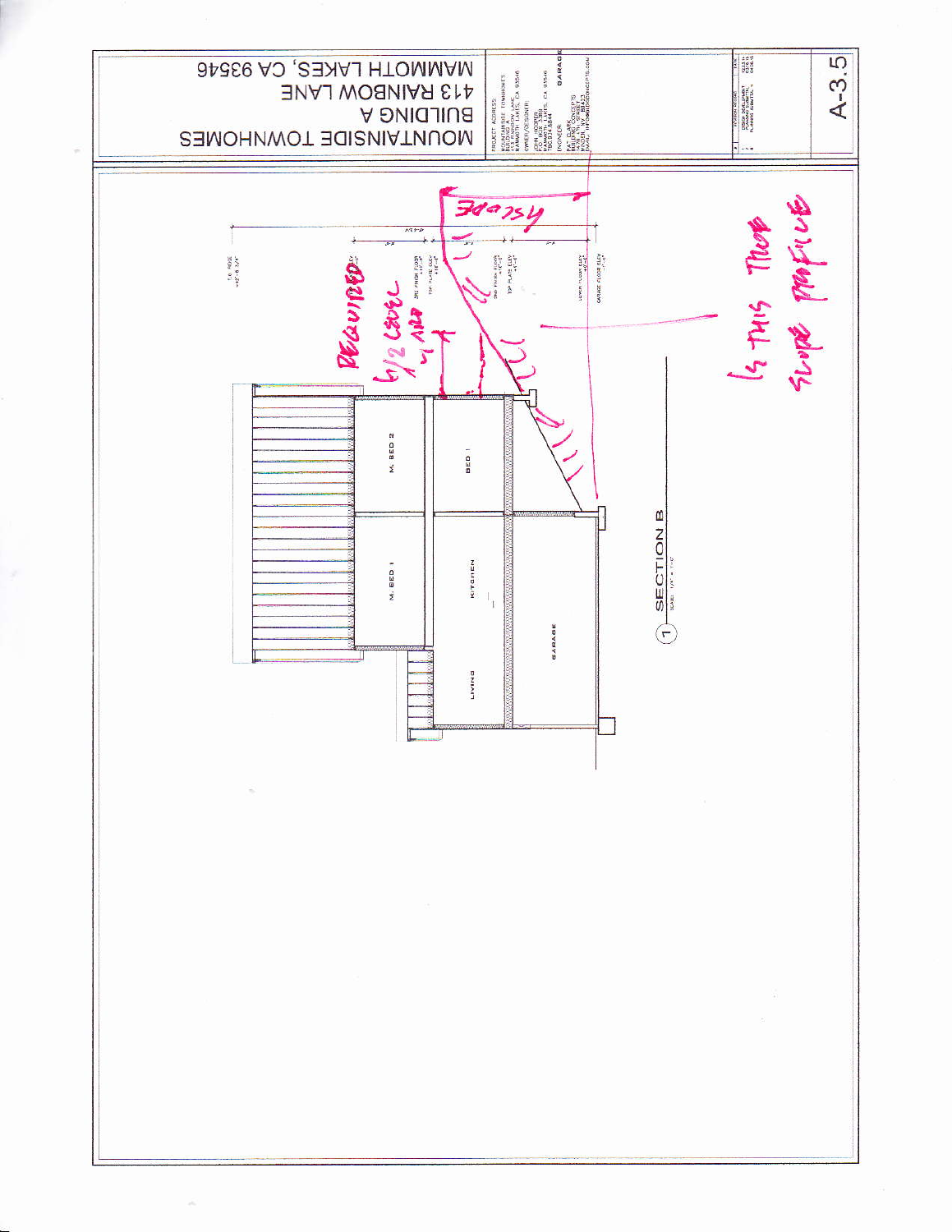# MOUNTAINSIDE TOWNHOMES

BUILDING A

413 RAINBOW LANE

MAMMOTH LAKES, CA 93546

PROJECT ADDRESS:
MOUNTAINSIDE TOWNHOMES
BUILDING A
413 RAINBOW LANE
MAMMOTH LAKES, CA 93546

OWNER/DESIGNER:
JOHN HOOPER
P.O. BOX 1391
MAMMOTH LAKES, CA 93546
760.914.5684

ENGINEER:
PAT CLARK
BUILDING CONCEPTS

A-3.5

T.O. RIDGE
+32'-8 3/4"

2ND FINISH FLOOR

TOP PLATE ELEV.

2ND FINISH FLOOR

TOP PLATE ELEV.

LOWER FLOOR ELEV.

GARAGE FLOOR ELEV.

M. BED 2

M. BED 1

BED 1

KITCHEN

LIVING

GARAGE

1 SECTION B
SCALE: 1/4" = 1'-0"

REQUIRED 6/12 SLOPE TO AND

5/12 SLOPE

Is THIS THEIR SLOPE PROFILE